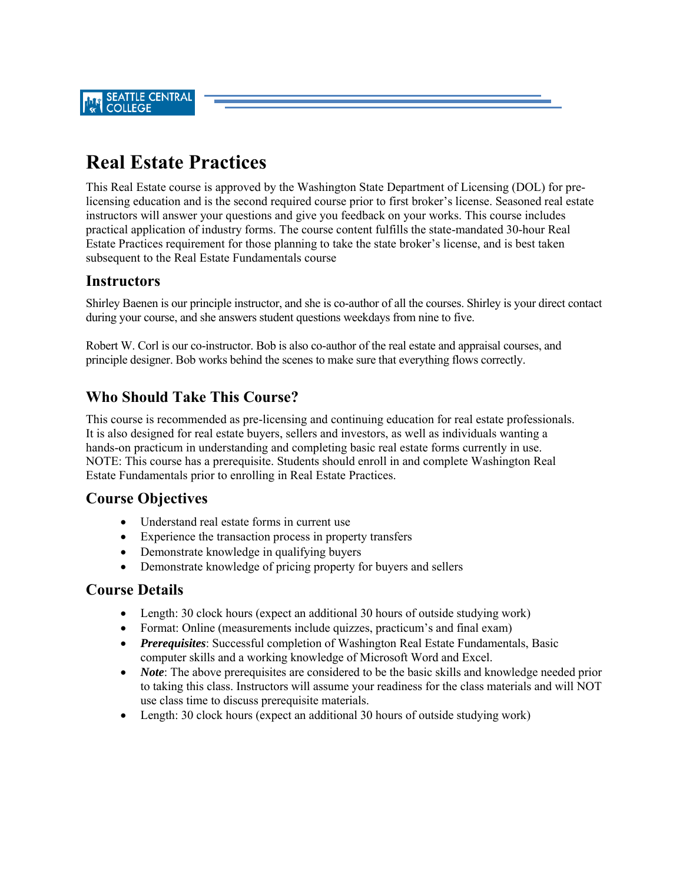# Real Estate Practices

This Real Estate course is approved by the Washington State Department of Licensing (DOL) for pre-licensing education and is the second required course prior to first broker's license. Seasoned real estate instructors will answer your questions and give you feedback on your works. This course includes practical application of industry forms. The course content fulfills the state-mandated 30-hour Real Estate Practices requirement for those planning to take the state broker's license, and is best taken subsequent to the Real Estate Fundamentals course

## Instructors

Shirley Baenen is our principle instructor, and she is co-author of all the courses. Shirley is your direct contact during your course, and she answers student questions weekdays from nine to five.

Robert W. Corl is our co-instructor. Bob is also co-author of the real estate and appraisal courses, and principle designer. Bob works behind the scenes to make sure that everything flows correctly.

## Who Should Take This Course?

This course is recommended as pre-licensing and continuing education for real estate professionals. It is also designed for real estate buyers, sellers and investors, as well as individuals wanting a hands-on practicum in understanding and completing basic real estate forms currently in use. NOTE: This course has a prerequisite. Students should enroll in and complete Washington Real Estate Fundamentals prior to enrolling in Real Estate Practices.

## Course Objectives

- Understand real estate forms in current use
- Experience the transaction process in property transfers
- Demonstrate knowledge in qualifying buyers
- Demonstrate knowledge of pricing property for buyers and sellers

## Course Details

- Length: 30 clock hours (expect an additional 30 hours of outside studying work)
- Format: Online (measurements include quizzes, practicum's and final exam)
- ***Prerequisites***: Successful completion of Washington Real Estate Fundamentals, Basic computer skills and a working knowledge of Microsoft Word and Excel.
- ***Note***: The above prerequisites are considered to be the basic skills and knowledge needed prior to taking this class. Instructors will assume your readiness for the class materials and will NOT use class time to discuss prerequisite materials.
- Length: 30 clock hours (expect an additional 30 hours of outside studying work)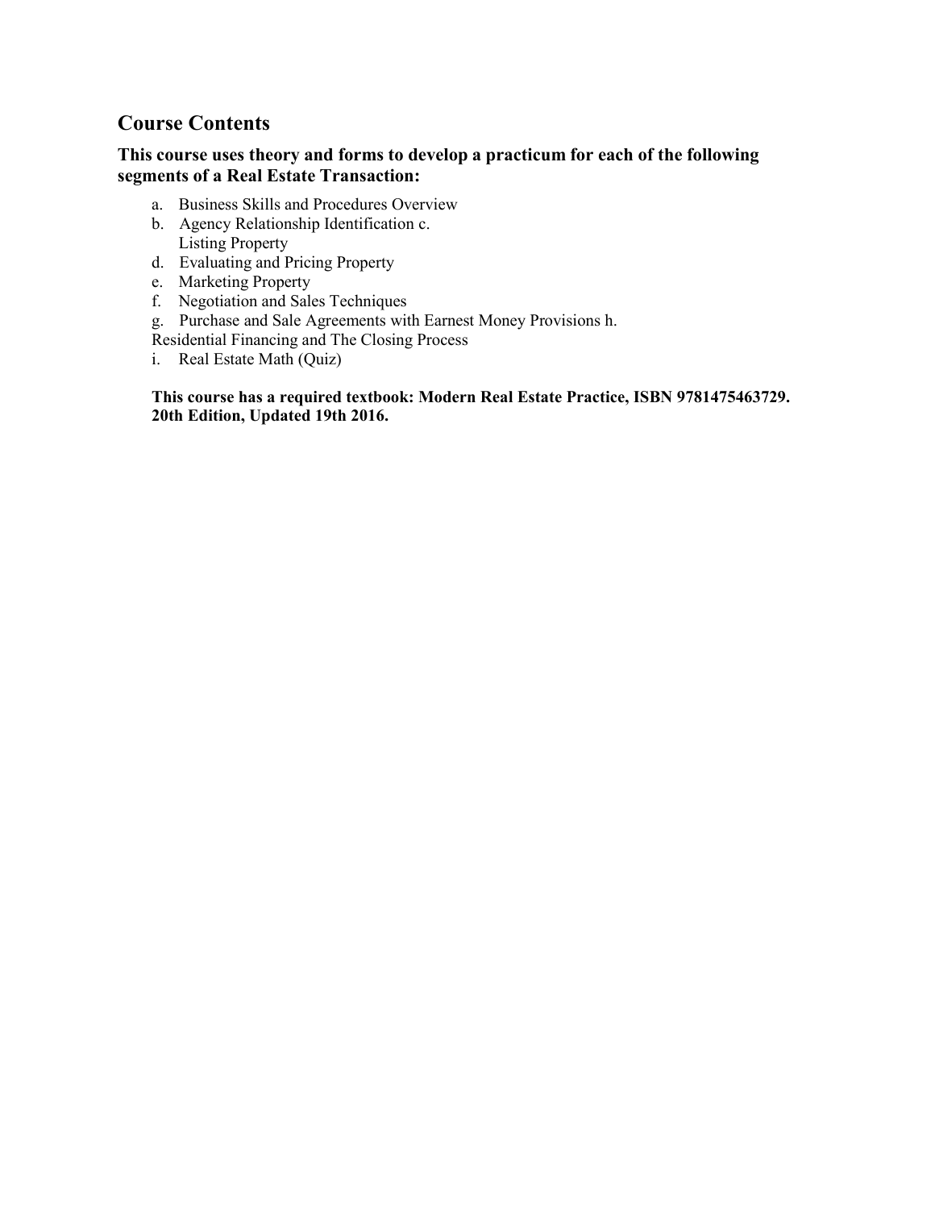## Course Contents

**This course uses theory and forms to develop a practicum for each of the following segments of a Real Estate Transaction:**

a. Business Skills and Procedures Overview
b. Agency Relationship Identification c. Listing Property
d. Evaluating and Pricing Property
e. Marketing Property
f. Negotiation and Sales Techniques
g. Purchase and Sale Agreements with Earnest Money Provisions h. Residential Financing and The Closing Process
i. Real Estate Math (Quiz)

**This course has a required textbook: Modern Real Estate Practice, ISBN 9781475463729. 20th Edition, Updated 19th 2016.**